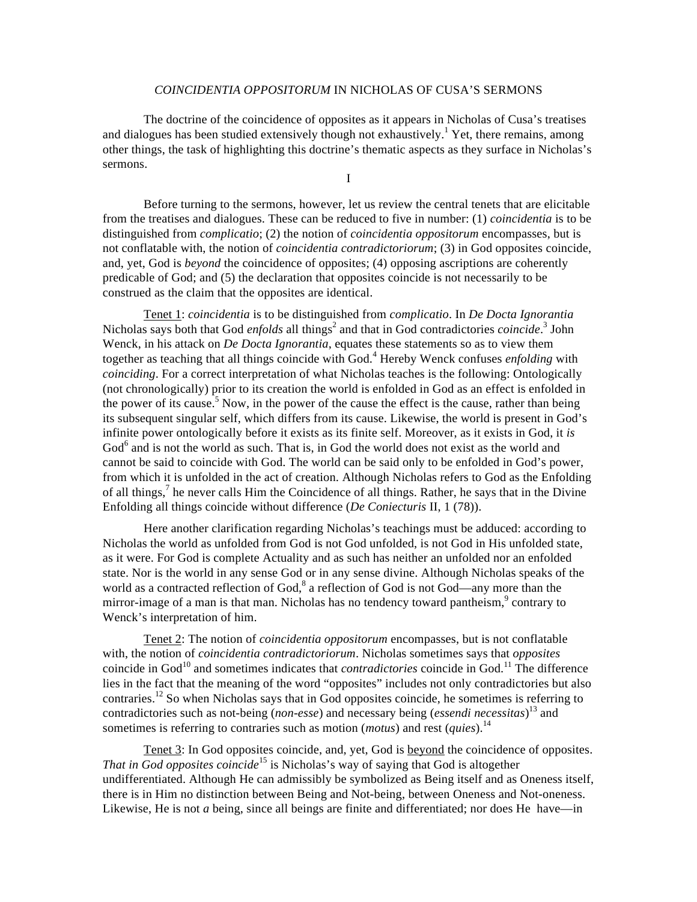# *COINCIDENTIA OPPOSITORUM* IN NICHOLAS OF CUSA'S SERMONS

The doctrine of the coincidence of opposites as it appears in Nicholas of Cusa's treatises and dialogues has been studied extensively though not exhaustively.[1] Yet, there remains, among other things, the task of highlighting this doctrine's thematic aspects as they surface in Nicholas's sermons.

## I

Before turning to the sermons, however, let us review the central tenets that are elicitable from the treatises and dialogues. These can be reduced to five in number: (1) *coincidentia* is to be distinguished from *complicatio*; (2) the notion of *coincidentia oppositorum* encompasses, but is not conflatable with, the notion of *coincidentia contradictoriorum*; (3) in God opposites coincide, and, yet, God is *beyond* the coincidence of opposites; (4) opposing ascriptions are coherently predicable of God; and (5) the declaration that opposites coincide is not necessarily to be construed as the claim that the opposites are identical.

Tenet 1: *coincidentia* is to be distinguished from *complicatio*. In *De Docta Ignorantia* Nicholas says both that God *enfolds* all things[2] and that in God contradictories *coincide*.[3] John Wenck, in his attack on *De Docta Ignorantia*, equates these statements so as to view them together as teaching that all things coincide with God.[4] Hereby Wenck confuses *enfolding* with *coinciding*. For a correct interpretation of what Nicholas teaches is the following: Ontologically (not chronologically) prior to its creation the world is enfolded in God as an effect is enfolded in the power of its cause.[5] Now, in the power of the cause the effect is the cause, rather than being its subsequent singular self, which differs from its cause. Likewise, the world is present in God's infinite power ontologically before it exists as its finite self. Moreover, as it exists in God, it *is* God[6] and is not the world as such. That is, in God the world does not exist as the world and cannot be said to coincide with God. The world can be said only to be enfolded in God's power, from which it is unfolded in the act of creation. Although Nicholas refers to God as the Enfolding of all things,[7] he never calls Him the Coincidence of all things. Rather, he says that in the Divine Enfolding all things coincide without difference (*De Coniecturis* II, 1 (78)).

Here another clarification regarding Nicholas's teachings must be adduced: according to Nicholas the world as unfolded from God is not God unfolded, is not God in His unfolded state, as it were. For God is complete Actuality and as such has neither an unfolded nor an enfolded state. Nor is the world in any sense God or in any sense divine. Although Nicholas speaks of the world as a contracted reflection of God,[8] a reflection of God is not God—any more than the mirror-image of a man is that man. Nicholas has no tendency toward pantheism,[9] contrary to Wenck's interpretation of him.

Tenet 2: The notion of *coincidentia oppositorum* encompasses, but is not conflatable with, the notion of *coincidentia contradictoriorum*. Nicholas sometimes says that *opposites* coincide in God[10] and sometimes indicates that *contradictories* coincide in God.[11] The difference lies in the fact that the meaning of the word "opposites" includes not only contradictories but also contraries.[12] So when Nicholas says that in God opposites coincide, he sometimes is referring to contradictories such as not-being (*non-esse*) and necessary being (*essendi necessitas*)[13] and sometimes is referring to contraries such as motion (*motus*) and rest (*quies*).[14]

Tenet 3: In God opposites coincide, and, yet, God is beyond the coincidence of opposites. *That in God opposites coincide*[15] is Nicholas's way of saying that God is altogether undifferentiated. Although He can admissibly be symbolized as Being itself and as Oneness itself, there is in Him no distinction between Being and Not-being, between Oneness and Not-oneness. Likewise, He is not *a* being, since all beings are finite and differentiated; nor does He have—in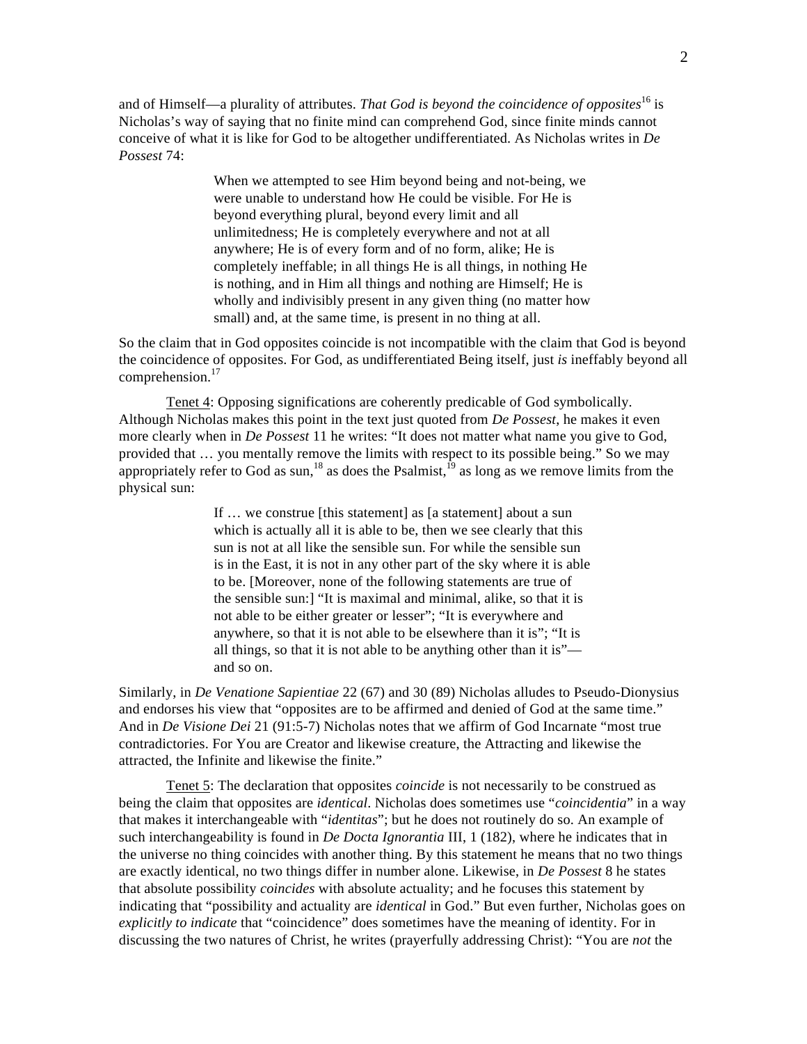and of Himself—a plurality of attributes. *That God is beyond the coincidence of opposites*[16] is Nicholas's way of saying that no finite mind can comprehend God, since finite minds cannot conceive of what it is like for God to be altogether undifferentiated. As Nicholas writes in *De Possest* 74:

> When we attempted to see Him beyond being and not-being, we were unable to understand how He could be visible. For He is beyond everything plural, beyond every limit and all unlimitedness; He is completely everywhere and not at all anywhere; He is of every form and of no form, alike; He is completely ineffable; in all things He is all things, in nothing He is nothing, and in Him all things and nothing are Himself; He is wholly and indivisibly present in any given thing (no matter how small) and, at the same time, is present in no thing at all.

So the claim that in God opposites coincide is not incompatible with the claim that God is beyond the coincidence of opposites. For God, as undifferentiated Being itself, just *is* ineffably beyond all comprehension.[17]

<u>Tenet 4</u>: Opposing significations are coherently predicable of God symbolically. Although Nicholas makes this point in the text just quoted from *De Possest*, he makes it even more clearly when in *De Possest* 11 he writes: "It does not matter what name you give to God, provided that … you mentally remove the limits with respect to its possible being." So we may appropriately refer to God as sun,[18] as does the Psalmist,[19] as long as we remove limits from the physical sun:

> If … we construe [this statement] as [a statement] about a sun which is actually all it is able to be, then we see clearly that this sun is not at all like the sensible sun. For while the sensible sun is in the East, it is not in any other part of the sky where it is able to be. [Moreover, none of the following statements are true of the sensible sun:] "It is maximal and minimal, alike, so that it is not able to be either greater or lesser"; "It is everywhere and anywhere, so that it is not able to be elsewhere than it is"; "It is all things, so that it is not able to be anything other than it is"—and so on.

Similarly, in *De Venatione Sapientiae* 22 (67) and 30 (89) Nicholas alludes to Pseudo-Dionysius and endorses his view that "opposites are to be affirmed and denied of God at the same time." And in *De Visione Dei* 21 (91:5-7) Nicholas notes that we affirm of God Incarnate "most true contradictories. For You are Creator and likewise creature, the Attracting and likewise the attracted, the Infinite and likewise the finite."

<u>Tenet 5</u>: The declaration that opposites *coincide* is not necessarily to be construed as being the claim that opposites are *identical*. Nicholas does sometimes use "*coincidentia*" in a way that makes it interchangeable with "*identitas*"; but he does not routinely do so. An example of such interchangeability is found in *De Docta Ignorantia* III, 1 (182), where he indicates that in the universe no thing coincides with another thing. By this statement he means that no two things are exactly identical, no two things differ in number alone. Likewise, in *De Possest* 8 he states that absolute possibility *coincides* with absolute actuality; and he focuses this statement by indicating that "possibility and actuality are *identical* in God." But even further, Nicholas goes on *explicitly to indicate* that "coincidence" does sometimes have the meaning of identity. For in discussing the two natures of Christ, he writes (prayerfully addressing Christ): "You are *not* the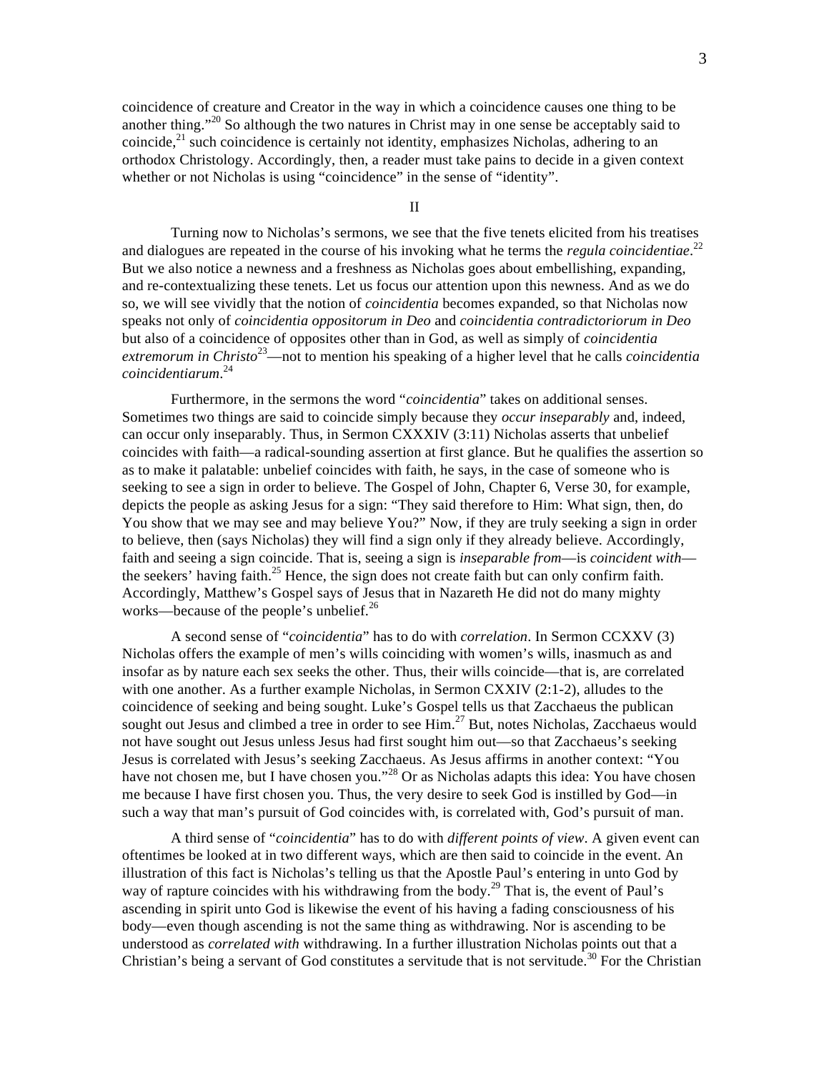coincidence of creature and Creator in the way in which a coincidence causes one thing to be another thing."[20] So although the two natures in Christ may in one sense be acceptably said to coincide,[21] such coincidence is certainly not identity, emphasizes Nicholas, adhering to an orthodox Christology. Accordingly, then, a reader must take pains to decide in a given context whether or not Nicholas is using "coincidence" in the sense of "identity".

## II

Turning now to Nicholas's sermons, we see that the five tenets elicited from his treatises and dialogues are repeated in the course of his invoking what he terms the *regula coincidentiae*.[22] But we also notice a newness and a freshness as Nicholas goes about embellishing, expanding, and re-contextualizing these tenets. Let us focus our attention upon this newness. And as we do so, we will see vividly that the notion of *coincidentia* becomes expanded, so that Nicholas now speaks not only of *coincidentia oppositorum in Deo* and *coincidentia contradictoriorum in Deo* but also of a coincidence of opposites other than in God, as well as simply of *coincidentia extremorum in Christo*[23]—not to mention his speaking of a higher level that he calls *coincidentia coincidentiarum*.[24]

Furthermore, in the sermons the word "*coincidentia*" takes on additional senses. Sometimes two things are said to coincide simply because they *occur inseparably* and, indeed, can occur only inseparably. Thus, in Sermon CXXXIV (3:11) Nicholas asserts that unbelief coincides with faith—a radical-sounding assertion at first glance. But he qualifies the assertion so as to make it palatable: unbelief coincides with faith, he says, in the case of someone who is seeking to see a sign in order to believe. The Gospel of John, Chapter 6, Verse 30, for example, depicts the people as asking Jesus for a sign: "They said therefore to Him: What sign, then, do You show that we may see and may believe You?" Now, if they are truly seeking a sign in order to believe, then (says Nicholas) they will find a sign only if they already believe. Accordingly, faith and seeing a sign coincide. That is, seeing a sign is *inseparable from*—is *coincident with*—the seekers' having faith.[25] Hence, the sign does not create faith but can only confirm faith. Accordingly, Matthew's Gospel says of Jesus that in Nazareth He did not do many mighty works—because of the people's unbelief.[26]

A second sense of "*coincidentia*" has to do with *correlation*. In Sermon CCXXV (3) Nicholas offers the example of men's wills coinciding with women's wills, inasmuch as and insofar as by nature each sex seeks the other. Thus, their wills coincide—that is, are correlated with one another. As a further example Nicholas, in Sermon CXXIV (2:1-2), alludes to the coincidence of seeking and being sought. Luke's Gospel tells us that Zacchaeus the publican sought out Jesus and climbed a tree in order to see Him.[27] But, notes Nicholas, Zacchaeus would not have sought out Jesus unless Jesus had first sought him out—so that Zacchaeus's seeking Jesus is correlated with Jesus's seeking Zacchaeus. As Jesus affirms in another context: "You have not chosen me, but I have chosen you."[28] Or as Nicholas adapts this idea: You have chosen me because I have first chosen you. Thus, the very desire to seek God is instilled by God—in such a way that man's pursuit of God coincides with, is correlated with, God's pursuit of man.

A third sense of "*coincidentia*" has to do with *different points of view*. A given event can oftentimes be looked at in two different ways, which are then said to coincide in the event. An illustration of this fact is Nicholas's telling us that the Apostle Paul's entering in unto God by way of rapture coincides with his withdrawing from the body.[29] That is, the event of Paul's ascending in spirit unto God is likewise the event of his having a fading consciousness of his body—even though ascending is not the same thing as withdrawing. Nor is ascending to be understood as *correlated with* withdrawing. In a further illustration Nicholas points out that a Christian's being a servant of God constitutes a servitude that is not servitude.[30] For the Christian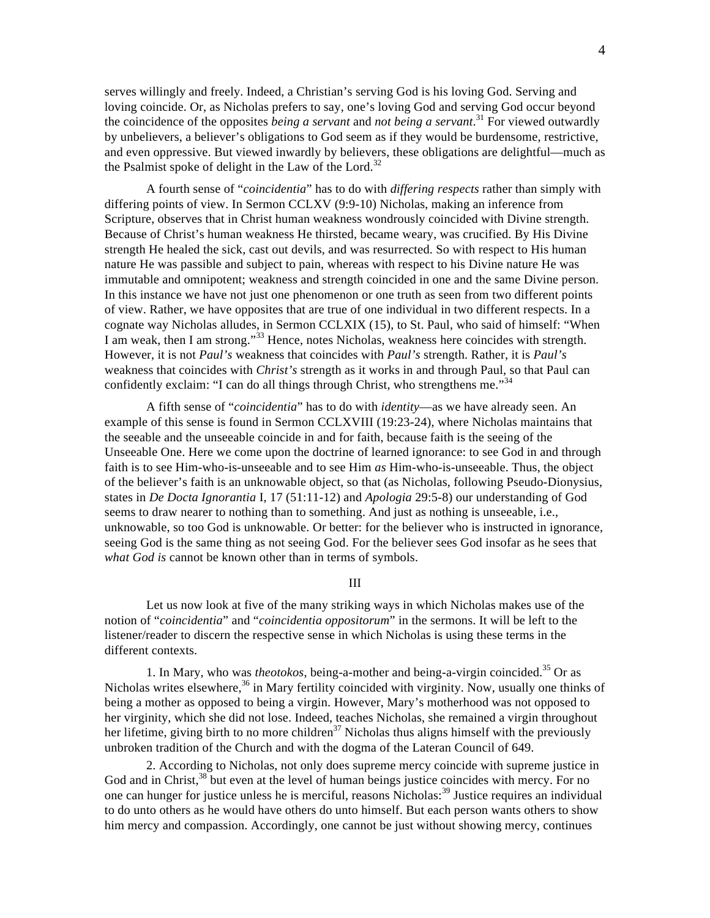serves willingly and freely. Indeed, a Christian's serving God is his loving God. Serving and loving coincide. Or, as Nicholas prefers to say, one's loving God and serving God occur beyond the coincidence of the opposites *being a servant* and *not being a servant*.[31] For viewed outwardly by unbelievers, a believer's obligations to God seem as if they would be burdensome, restrictive, and even oppressive. But viewed inwardly by believers, these obligations are delightful—much as the Psalmist spoke of delight in the Law of the Lord.[32]

A fourth sense of "*coincidentia*" has to do with *differing respects* rather than simply with differing points of view. In Sermon CCLXV (9:9-10) Nicholas, making an inference from Scripture, observes that in Christ human weakness wondrously coincided with Divine strength. Because of Christ's human weakness He thirsted, became weary, was crucified. By His Divine strength He healed the sick, cast out devils, and was resurrected. So with respect to His human nature He was passible and subject to pain, whereas with respect to his Divine nature He was immutable and omnipotent; weakness and strength coincided in one and the same Divine person. In this instance we have not just one phenomenon or one truth as seen from two different points of view. Rather, we have opposites that are true of one individual in two different respects. In a cognate way Nicholas alludes, in Sermon CCLXIX (15), to St. Paul, who said of himself: "When I am weak, then I am strong."[33] Hence, notes Nicholas, weakness here coincides with strength. However, it is not *Paul's* weakness that coincides with *Paul's* strength. Rather, it is *Paul's* weakness that coincides with *Christ's* strength as it works in and through Paul, so that Paul can confidently exclaim: "I can do all things through Christ, who strengthens me."[34]

A fifth sense of "*coincidentia*" has to do with *identity*—as we have already seen. An example of this sense is found in Sermon CCLXVIII (19:23-24), where Nicholas maintains that the seeable and the unseeable coincide in and for faith, because faith is the seeing of the Unseeable One. Here we come upon the doctrine of learned ignorance: to see God in and through faith is to see Him-who-is-unseeable and to see Him *as* Him-who-is-unseeable. Thus, the object of the believer's faith is an unknowable object, so that (as Nicholas, following Pseudo-Dionysius, states in *De Docta Ignorantia* I, 17 (51:11-12) and *Apologia* 29:5-8) our understanding of God seems to draw nearer to nothing than to something. And just as nothing is unseeable, i.e., unknowable, so too God is unknowable. Or better: for the believer who is instructed in ignorance, seeing God is the same thing as not seeing God. For the believer sees God insofar as he sees that *what God is* cannot be known other than in terms of symbols.

## III

Let us now look at five of the many striking ways in which Nicholas makes use of the notion of "*coincidentia*" and "*coincidentia oppositorum*" in the sermons. It will be left to the listener/reader to discern the respective sense in which Nicholas is using these terms in the different contexts.

1. In Mary, who was *theotokos*, being-a-mother and being-a-virgin coincided.[35] Or as Nicholas writes elsewhere,[36] in Mary fertility coincided with virginity. Now, usually one thinks of being a mother as opposed to being a virgin. However, Mary's motherhood was not opposed to her virginity, which she did not lose. Indeed, teaches Nicholas, she remained a virgin throughout her lifetime, giving birth to no more children[37] Nicholas thus aligns himself with the previously unbroken tradition of the Church and with the dogma of the Lateran Council of 649.

2. According to Nicholas, not only does supreme mercy coincide with supreme justice in God and in Christ,[38] but even at the level of human beings justice coincides with mercy. For no one can hunger for justice unless he is merciful, reasons Nicholas:[39] Justice requires an individual to do unto others as he would have others do unto himself. But each person wants others to show him mercy and compassion. Accordingly, one cannot be just without showing mercy, continues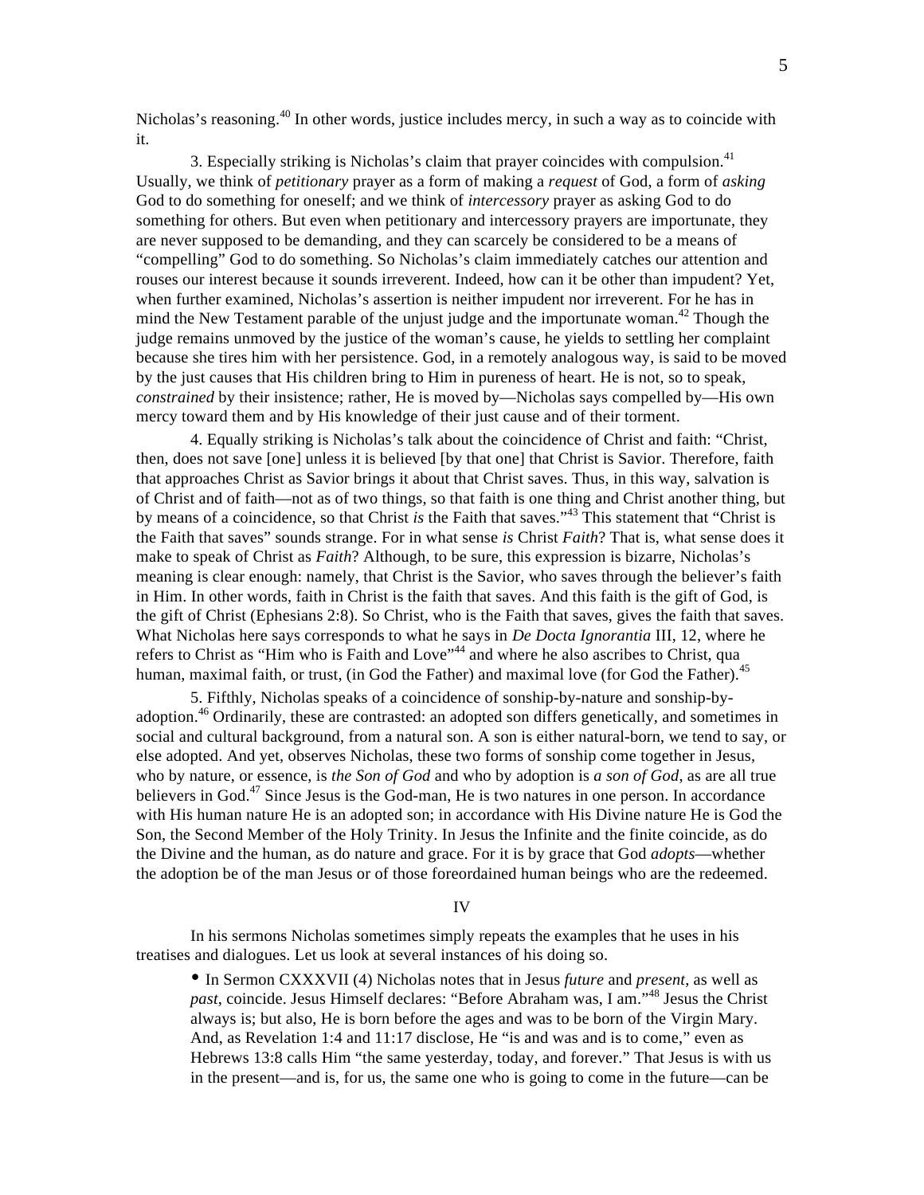Nicholas's reasoning.[40] In other words, justice includes mercy, in such a way as to coincide with it.

3. Especially striking is Nicholas's claim that prayer coincides with compulsion.[41] Usually, we think of *petitionary* prayer as a form of making a *request* of God, a form of *asking* God to do something for oneself; and we think of *intercessory* prayer as asking God to do something for others. But even when petitionary and intercessory prayers are importunate, they are never supposed to be demanding, and they can scarcely be considered to be a means of "compelling" God to do something. So Nicholas's claim immediately catches our attention and rouses our interest because it sounds irreverent. Indeed, how can it be other than impudent? Yet, when further examined, Nicholas's assertion is neither impudent nor irreverent. For he has in mind the New Testament parable of the unjust judge and the importunate woman.[42] Though the judge remains unmoved by the justice of the woman's cause, he yields to settling her complaint because she tires him with her persistence. God, in a remotely analogous way, is said to be moved by the just causes that His children bring to Him in pureness of heart. He is not, so to speak, *constrained* by their insistence; rather, He is moved by—Nicholas says compelled by—His own mercy toward them and by His knowledge of their just cause and of their torment.

4. Equally striking is Nicholas's talk about the coincidence of Christ and faith: "Christ, then, does not save [one] unless it is believed [by that one] that Christ is Savior. Therefore, faith that approaches Christ as Savior brings it about that Christ saves. Thus, in this way, salvation is of Christ and of faith—not as of two things, so that faith is one thing and Christ another thing, but by means of a coincidence, so that Christ *is* the Faith that saves."[43] This statement that "Christ is the Faith that saves" sounds strange. For in what sense *is* Christ *Faith*? That is, what sense does it make to speak of Christ as *Faith*? Although, to be sure, this expression is bizarre, Nicholas's meaning is clear enough: namely, that Christ is the Savior, who saves through the believer's faith in Him. In other words, faith in Christ is the faith that saves. And this faith is the gift of God, is the gift of Christ (Ephesians 2:8). So Christ, who is the Faith that saves, gives the faith that saves. What Nicholas here says corresponds to what he says in *De Docta Ignorantia* III, 12, where he refers to Christ as "Him who is Faith and Love"[44] and where he also ascribes to Christ, qua human, maximal faith, or trust, (in God the Father) and maximal love (for God the Father).[45]

5. Fifthly, Nicholas speaks of a coincidence of sonship-by-nature and sonship-by-adoption.[46] Ordinarily, these are contrasted: an adopted son differs genetically, and sometimes in social and cultural background, from a natural son. A son is either natural-born, we tend to say, or else adopted. And yet, observes Nicholas, these two forms of sonship come together in Jesus, who by nature, or essence, is *the Son of God* and who by adoption is *a son of God*, as are all true believers in God.[47] Since Jesus is the God-man, He is two natures in one person. In accordance with His human nature He is an adopted son; in accordance with His Divine nature He is God the Son, the Second Member of the Holy Trinity. In Jesus the Infinite and the finite coincide, as do the Divine and the human, as do nature and grace. For it is by grace that God *adopts*—whether the adoption be of the man Jesus or of those foreordained human beings who are the redeemed.

## IV

In his sermons Nicholas sometimes simply repeats the examples that he uses in his treatises and dialogues. Let us look at several instances of his doing so.

- In Sermon CXXXVII (4) Nicholas notes that in Jesus *future* and *present*, as well as *past*, coincide. Jesus Himself declares: "Before Abraham was, I am."[48] Jesus the Christ always is; but also, He is born before the ages and was to be born of the Virgin Mary. And, as Revelation 1:4 and 11:17 disclose, He "is and was and is to come," even as Hebrews 13:8 calls Him "the same yesterday, today, and forever." That Jesus is with us in the present—and is, for us, the same one who is going to come in the future—can be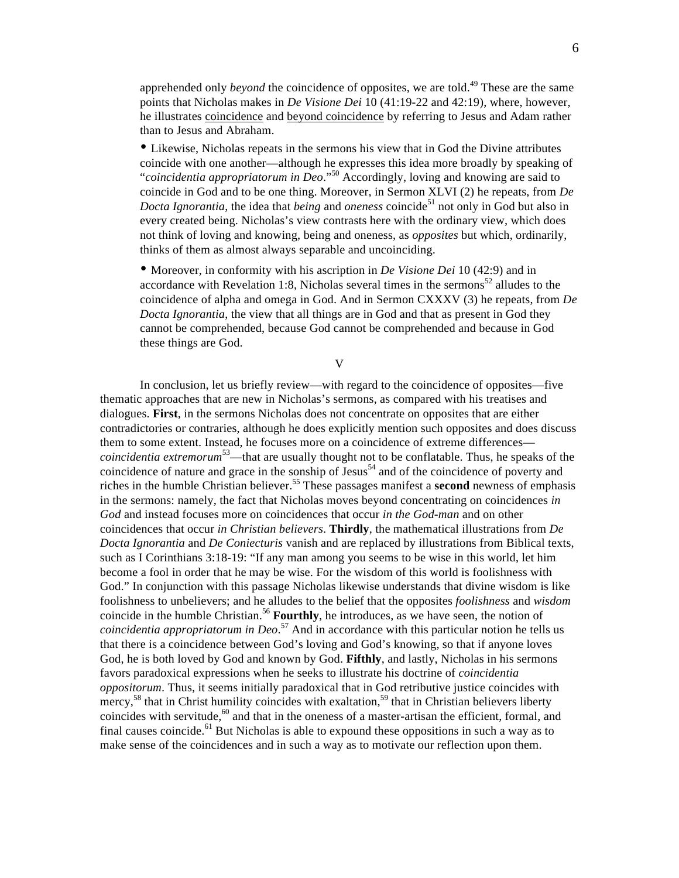apprehended only *beyond* the coincidence of opposites, we are told.[49] These are the same points that Nicholas makes in *De Visione Dei* 10 (41:19-22 and 42:19), where, however, he illustrates coincidence and beyond coincidence by referring to Jesus and Adam rather than to Jesus and Abraham.

- Likewise, Nicholas repeats in the sermons his view that in God the Divine attributes coincide with one another—although he expresses this idea more broadly by speaking of "*coincidentia appropriatorum in Deo*."[50] Accordingly, loving and knowing are said to coincide in God and to be one thing. Moreover, in Sermon XLVI (2) he repeats, from *De Docta Ignorantia*, the idea that *being* and *oneness* coincide[51] not only in God but also in every created being. Nicholas's view contrasts here with the ordinary view, which does not think of loving and knowing, being and oneness, as *opposites* but which, ordinarily, thinks of them as almost always separable and uncoinciding.

- Moreover, in conformity with his ascription in *De Visione Dei* 10 (42:9) and in accordance with Revelation 1:8, Nicholas several times in the sermons[52] alludes to the coincidence of alpha and omega in God. And in Sermon CXXXV (3) he repeats, from *De Docta Ignorantia*, the view that all things are in God and that as present in God they cannot be comprehended, because God cannot be comprehended and because in God these things are God.

V

In conclusion, let us briefly review—with regard to the coincidence of opposites—five thematic approaches that are new in Nicholas's sermons, as compared with his treatises and dialogues. **First**, in the sermons Nicholas does not concentrate on opposites that are either contradictories or contraries, although he does explicitly mention such opposites and does discuss them to some extent. Instead, he focuses more on a coincidence of extreme differences—*coincidentia extremorum*[53]—that are usually thought not to be conflatable. Thus, he speaks of the coincidence of nature and grace in the sonship of Jesus[54] and of the coincidence of poverty and riches in the humble Christian believer.[55] These passages manifest a **second** newness of emphasis in the sermons: namely, the fact that Nicholas moves beyond concentrating on coincidences *in God* and instead focuses more on coincidences that occur *in the God-man* and on other coincidences that occur *in Christian believers*. **Thirdly**, the mathematical illustrations from *De Docta Ignorantia* and *De Coniecturis* vanish and are replaced by illustrations from Biblical texts, such as I Corinthians 3:18-19: "If any man among you seems to be wise in this world, let him become a fool in order that he may be wise. For the wisdom of this world is foolishness with God." In conjunction with this passage Nicholas likewise understands that divine wisdom is like foolishness to unbelievers; and he alludes to the belief that the opposites *foolishness* and *wisdom* coincide in the humble Christian.[56] **Fourthly**, he introduces, as we have seen, the notion of *coincidentia appropriatorum in Deo*.[57] And in accordance with this particular notion he tells us that there is a coincidence between God's loving and God's knowing, so that if anyone loves God, he is both loved by God and known by God. **Fifthly**, and lastly, Nicholas in his sermons favors paradoxical expressions when he seeks to illustrate his doctrine of *coincidentia oppositorum*. Thus, it seems initially paradoxical that in God retributive justice coincides with mercy,[58] that in Christ humility coincides with exaltation,[59] that in Christian believers liberty coincides with servitude,[60] and that in the oneness of a master-artisan the efficient, formal, and final causes coincide.[61] But Nicholas is able to expound these oppositions in such a way as to make sense of the coincidences and in such a way as to motivate our reflection upon them.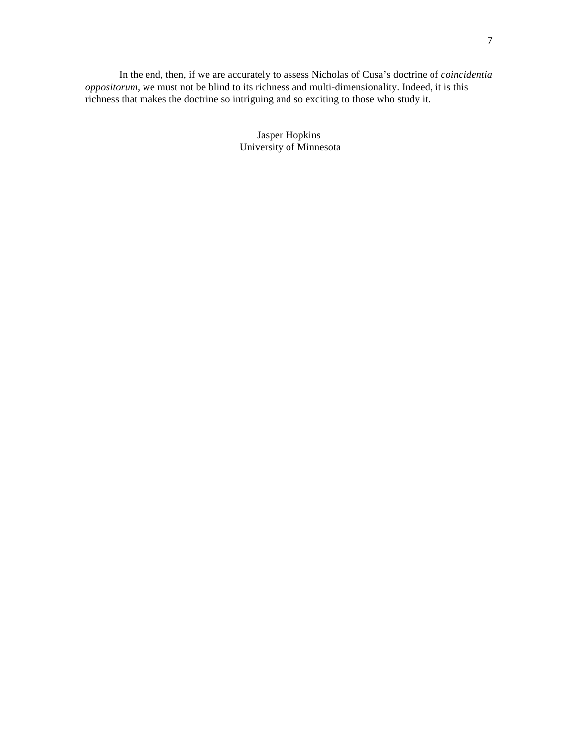In the end, then, if we are accurately to assess Nicholas of Cusa's doctrine of *coincidentia oppositorum*, we must not be blind to its richness and multi-dimensionality. Indeed, it is this richness that makes the doctrine so intriguing and so exciting to those who study it.

Jasper Hopkins
University of Minnesota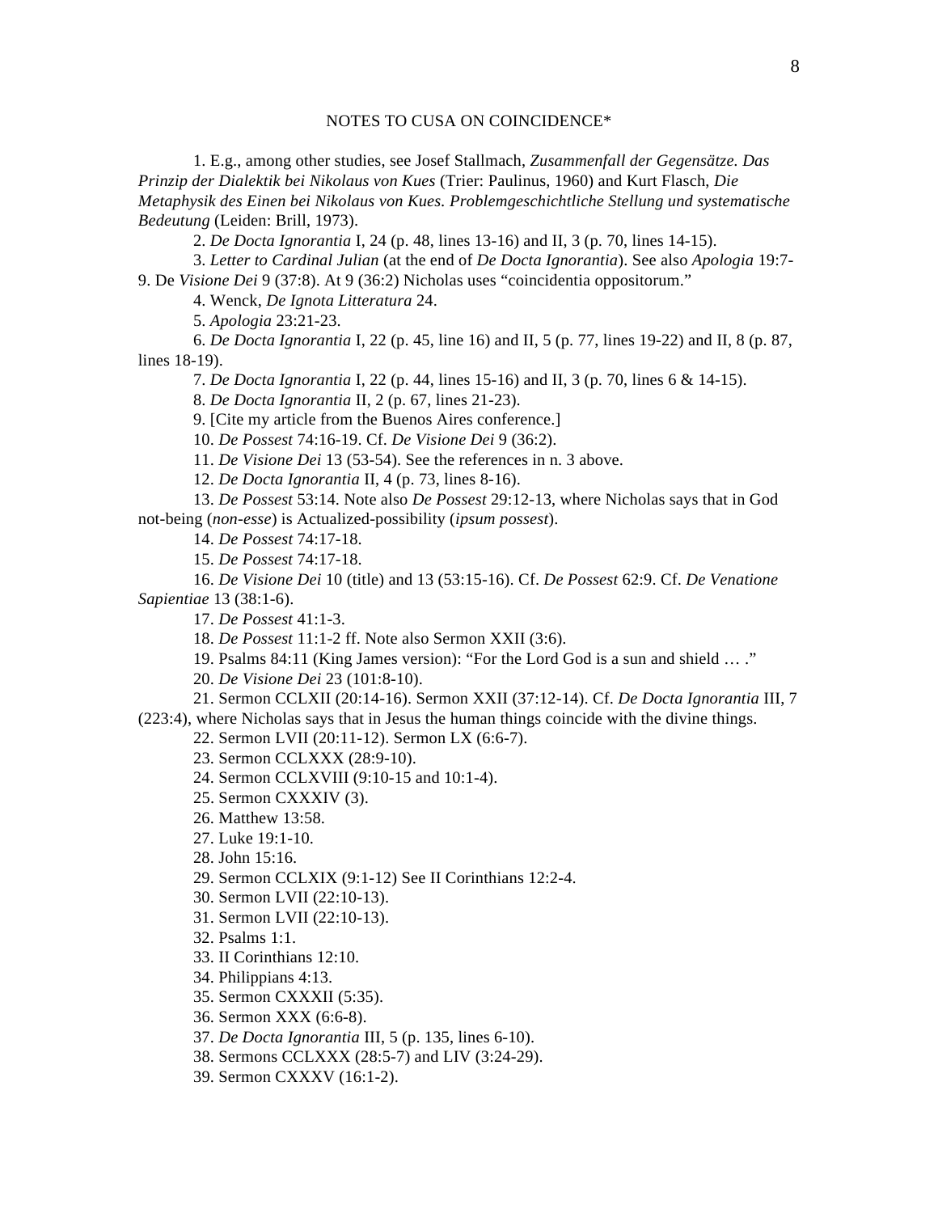NOTES TO CUSA ON COINCIDENCE*

1. E.g., among other studies, see Josef Stallmach, *Zusammenfall der Gegensätze. Das Prinzip der Dialektik bei Nikolaus von Kues* (Trier: Paulinus, 1960) and Kurt Flasch, *Die Metaphysik des Einen bei Nikolaus von Kues. Problemgeschichtliche Stellung und systematische Bedeutung* (Leiden: Brill, 1973).

2. *De Docta Ignorantia* I, 24 (p. 48, lines 13-16) and II, 3 (p. 70, lines 14-15).

3. *Letter to Cardinal Julian* (at the end of *De Docta Ignorantia*). See also *Apologia* 19:7-9. De *Visione Dei* 9 (37:8). At 9 (36:2) Nicholas uses "coincidentia oppositorum."

4. Wenck, *De Ignota Litteratura* 24.

5. *Apologia* 23:21-23.

6. *De Docta Ignorantia* I, 22 (p. 45, line 16) and II, 5 (p. 77, lines 19-22) and II, 8 (p. 87, lines 18-19).

7. *De Docta Ignorantia* I, 22 (p. 44, lines 15-16) and II, 3 (p. 70, lines 6 & 14-15).

8. *De Docta Ignorantia* II, 2 (p. 67, lines 21-23).

9. [Cite my article from the Buenos Aires conference.]

10. *De Possest* 74:16-19. Cf. *De Visione Dei* 9 (36:2).

11. *De Visione Dei* 13 (53-54). See the references in n. 3 above.

12. *De Docta Ignorantia* II, 4 (p. 73, lines 8-16).

13. *De Possest* 53:14. Note also *De Possest* 29:12-13, where Nicholas says that in God not-being (*non-esse*) is Actualized-possibility (*ipsum possest*).

14. *De Possest* 74:17-18.

15. *De Possest* 74:17-18.

16. *De Visione Dei* 10 (title) and 13 (53:15-16). Cf. *De Possest* 62:9. Cf. *De Venatione Sapientiae* 13 (38:1-6).

17. *De Possest* 41:1-3.

18. *De Possest* 11:1-2 ff. Note also Sermon XXII (3:6).

19. Psalms 84:11 (King James version): "For the Lord God is a sun and shield … ."

20. *De Visione Dei* 23 (101:8-10).

21. Sermon CCLXII (20:14-16). Sermon XXII (37:12-14). Cf. *De Docta Ignorantia* III, 7 (223:4), where Nicholas says that in Jesus the human things coincide with the divine things.

22. Sermon LVII (20:11-12). Sermon LX (6:6-7).

23. Sermon CCLXXX (28:9-10).

24. Sermon CCLXVIII (9:10-15 and 10:1-4).

25. Sermon CXXXIV (3).

26. Matthew 13:58.

27. Luke 19:1-10.

28. John 15:16.

29. Sermon CCLXIX (9:1-12) See II Corinthians 12:2-4.

30. Sermon LVII (22:10-13).

31. Sermon LVII (22:10-13).

32. Psalms 1:1.

33. II Corinthians 12:10.

34. Philippians 4:13.

35. Sermon CXXXII (5:35).

36. Sermon XXX (6:6-8).

37. *De Docta Ignorantia* III, 5 (p. 135, lines 6-10).

38. Sermons CCLXXX (28:5-7) and LIV (3:24-29).

39. Sermon CXXXV (16:1-2).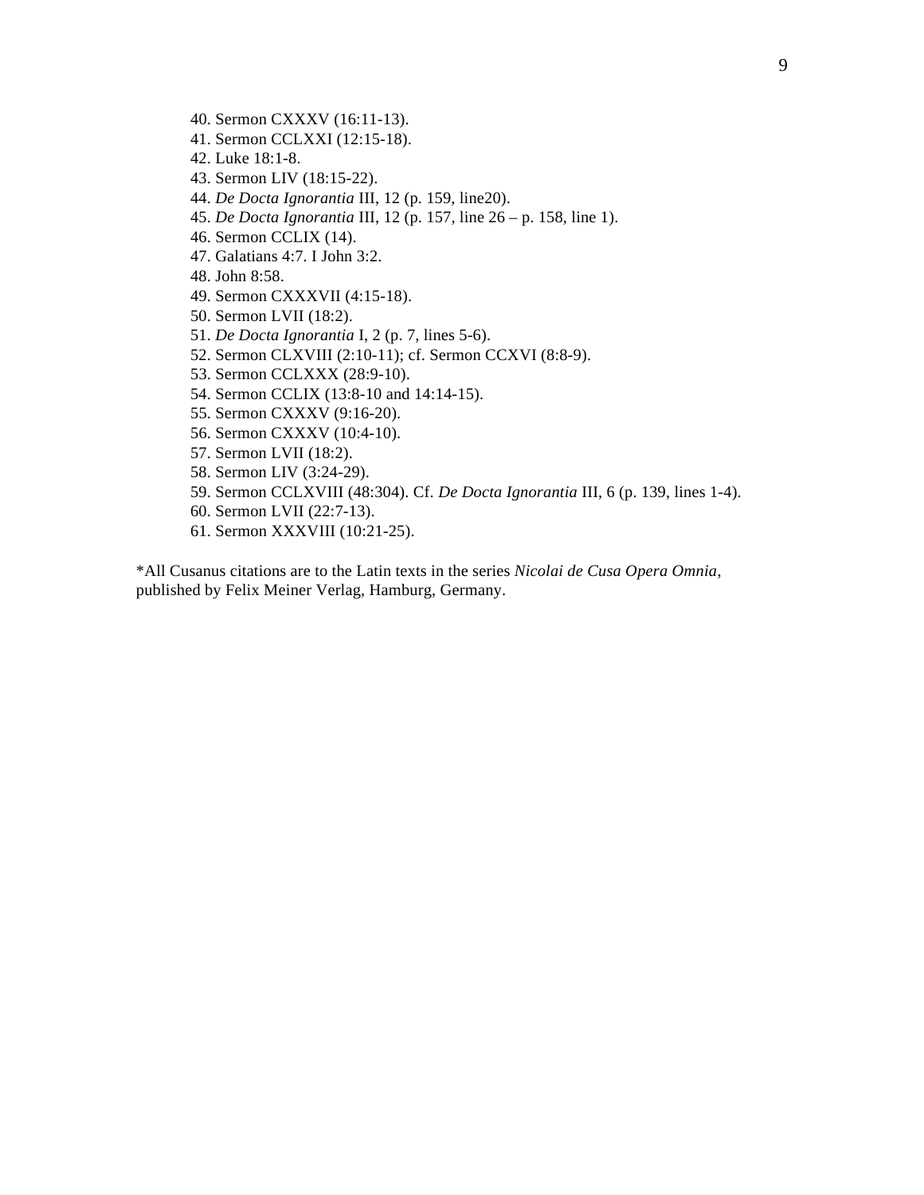40. Sermon CXXXV (16:11-13).
41. Sermon CCLXXI (12:15-18).
42. Luke 18:1-8.
43. Sermon LIV (18:15-22).
44. *De Docta Ignorantia* III, 12 (p. 159, line20).
45. *De Docta Ignorantia* III, 12 (p. 157, line 26 – p. 158, line 1).
46. Sermon CCLIX (14).
47. Galatians 4:7. I John 3:2.
48. John 8:58.
49. Sermon CXXXVII (4:15-18).
50. Sermon LVII (18:2).
51. *De Docta Ignorantia* I, 2 (p. 7, lines 5-6).
52. Sermon CLXVIII (2:10-11); cf. Sermon CCXVI (8:8-9).
53. Sermon CCLXXX (28:9-10).
54. Sermon CCLIX (13:8-10 and 14:14-15).
55. Sermon CXXXV (9:16-20).
56. Sermon CXXXV (10:4-10).
57. Sermon LVII (18:2).
58. Sermon LIV (3:24-29).
59. Sermon CCLXVIII (48:304). Cf. *De Docta Ignorantia* III, 6 (p. 139, lines 1-4).
60. Sermon LVII (22:7-13).
61. Sermon XXXVIII (10:21-25).

*All Cusanus citations are to the Latin texts in the series *Nicolai de Cusa Opera Omnia*, published by Felix Meiner Verlag, Hamburg, Germany.